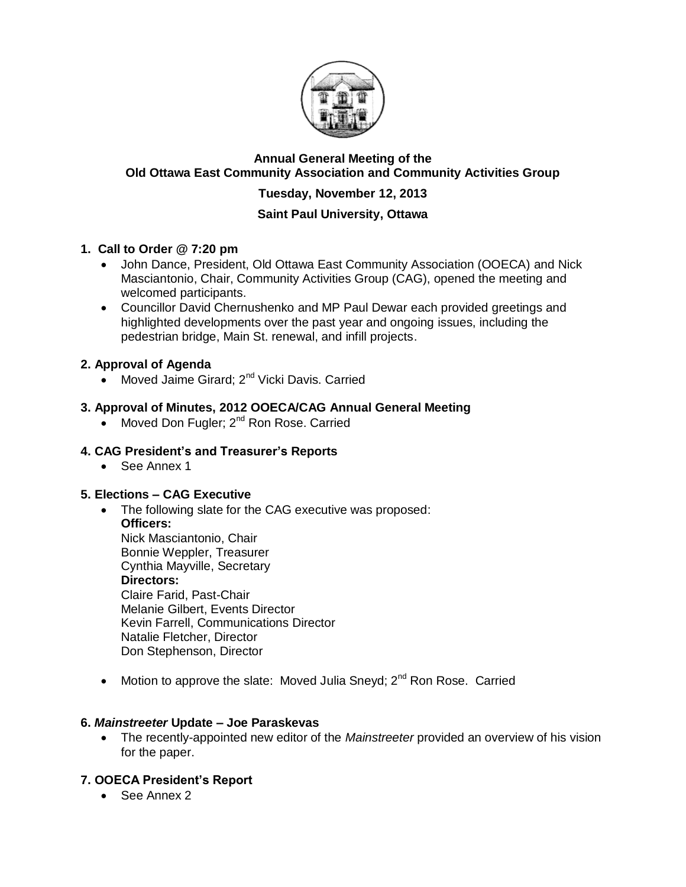# Annual General Meeting of the Old Ottawa East Community Association and Community Activities Group

**Tuesday, November 12, 2013**

**Saint Paul University, Ottawa**

## 1. Call to Order @ 7:20 pm

- John Dance, President, Old Ottawa East Community Association (OOECA) and Nick Masciantonio, Chair, Community Activities Group (CAG), opened the meeting and welcomed participants.
- Councillor David Chernushenko and MP Paul Dewar each provided greetings and highlighted developments over the past year and ongoing issues, including the pedestrian bridge, Main St. renewal, and infill projects.

## 2. Approval of Agenda

- Moved Jaime Girard; 2nd Vicki Davis. Carried

## 3. Approval of Minutes, 2012 OOECA/CAG Annual General Meeting

- Moved Don Fugler; 2nd Ron Rose. Carried

## 4. CAG President's and Treasurer's Reports

- See Annex 1

## 5. Elections – CAG Executive

- The following slate for the CAG executive was proposed:

  **Officers:**
  Nick Masciantonio, Chair
  Bonnie Weppler, Treasurer
  Cynthia Mayville, Secretary

  **Directors:**
  Claire Farid, Past-Chair
  Melanie Gilbert, Events Director
  Kevin Farrell, Communications Director
  Natalie Fletcher, Director
  Don Stephenson, Director

- Motion to approve the slate: Moved Julia Sneyd; 2nd Ron Rose. Carried

## 6. *Mainstreeter* Update – Joe Paraskevas

- The recently-appointed new editor of the *Mainstreeter* provided an overview of his vision for the paper.

## 7. OOECA President's Report

- See Annex 2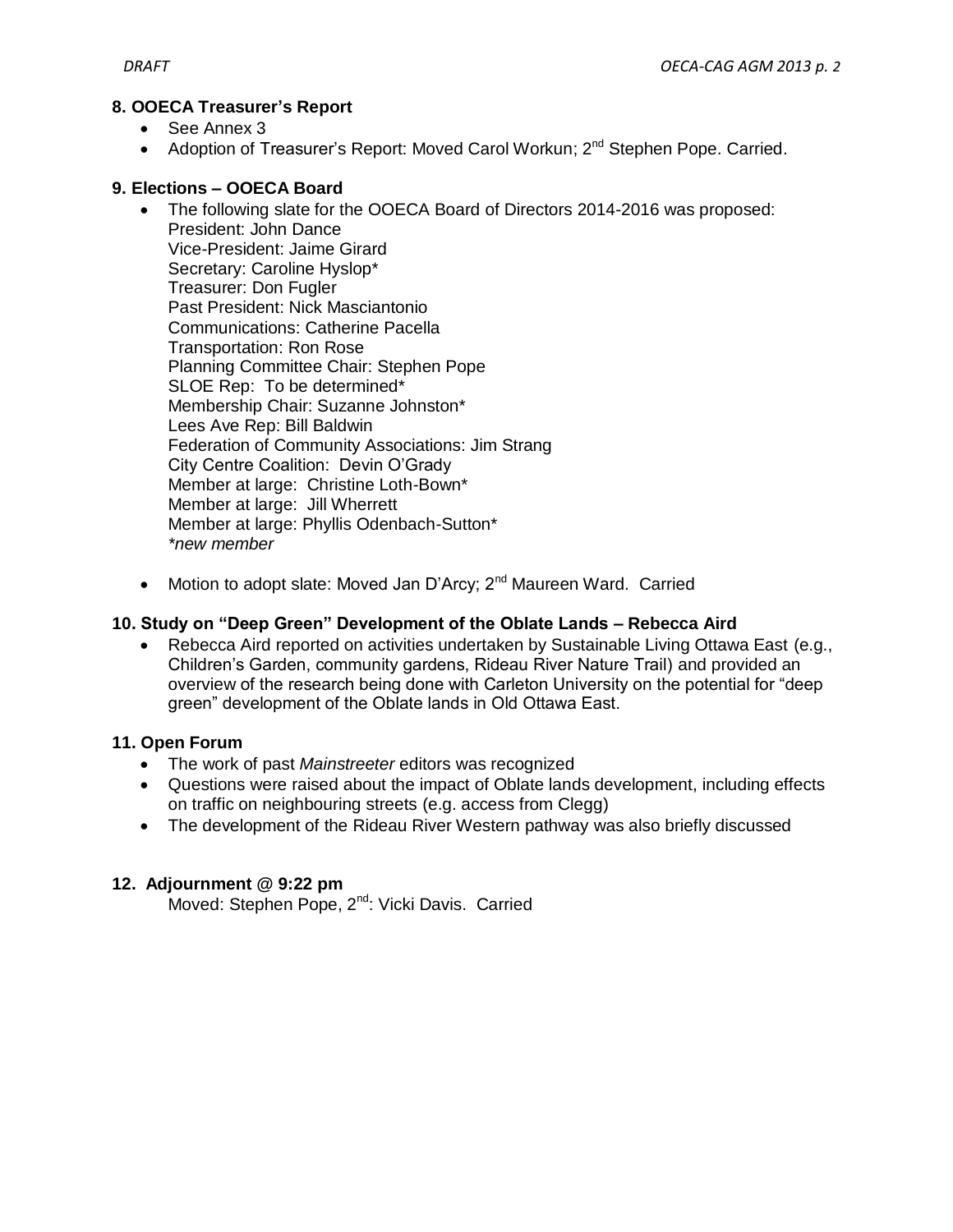## 8. OOECA Treasurer's Report

- See Annex 3
- Adoption of Treasurer's Report: Moved Carol Workun; 2nd Stephen Pope. Carried.

## 9. Elections – OOECA Board

- The following slate for the OOECA Board of Directors 2014-2016 was proposed:
  President: John Dance
  Vice-President: Jaime Girard
  Secretary: Caroline Hyslop*
  Treasurer: Don Fugler
  Past President: Nick Masciantonio
  Communications: Catherine Pacella
  Transportation: Ron Rose
  Planning Committee Chair: Stephen Pope
  SLOE Rep: To be determined*
  Membership Chair: Suzanne Johnston*
  Lees Ave Rep: Bill Baldwin
  Federation of Community Associations: Jim Strang
  City Centre Coalition: Devin O'Grady
  Member at large: Christine Loth-Bown*
  Member at large: Jill Wherrett
  Member at large: Phyllis Odenbach-Sutton*
  *\*new member*

- Motion to adopt slate: Moved Jan D'Arcy; 2nd Maureen Ward. Carried

## 10. Study on "Deep Green" Development of the Oblate Lands – Rebecca Aird

- Rebecca Aird reported on activities undertaken by Sustainable Living Ottawa East (e.g., Children's Garden, community gardens, Rideau River Nature Trail) and provided an overview of the research being done with Carleton University on the potential for "deep green" development of the Oblate lands in Old Ottawa East.

## 11. Open Forum

- The work of past *Mainstreeter* editors was recognized
- Questions were raised about the impact of Oblate lands development, including effects on traffic on neighbouring streets (e.g. access from Clegg)
- The development of the Rideau River Western pathway was also briefly discussed

## 12. Adjournment @ 9:22 pm

Moved: Stephen Pope, 2nd: Vicki Davis. Carried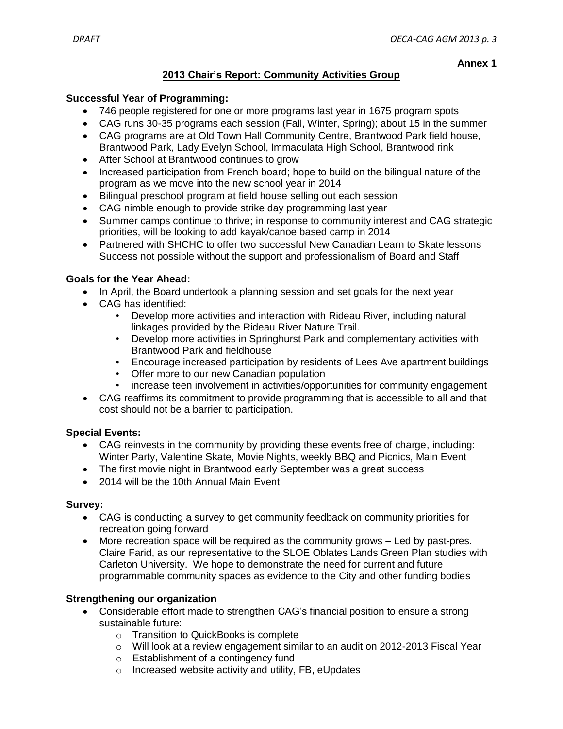**Annex 1**

## 2013 Chair's Report: Community Activities Group

**Successful Year of Programming:**

- 746 people registered for one or more programs last year in 1675 program spots
- CAG runs 30-35 programs each session (Fall, Winter, Spring); about 15 in the summer
- CAG programs are at Old Town Hall Community Centre, Brantwood Park field house, Brantwood Park, Lady Evelyn School, Immaculata High School, Brantwood rink
- After School at Brantwood continues to grow
- Increased participation from French board; hope to build on the bilingual nature of the program as we move into the new school year in 2014
- Bilingual preschool program at field house selling out each session
- CAG nimble enough to provide strike day programming last year
- Summer camps continue to thrive; in response to community interest and CAG strategic priorities, will be looking to add kayak/canoe based camp in 2014
- Partnered with SHCHC to offer two successful New Canadian Learn to Skate lessons Success not possible without the support and professionalism of Board and Staff

**Goals for the Year Ahead:**

- In April, the Board undertook a planning session and set goals for the next year
- CAG has identified:
  - Develop more activities and interaction with Rideau River, including natural linkages provided by the Rideau River Nature Trail.
  - Develop more activities in Springhurst Park and complementary activities with Brantwood Park and fieldhouse
  - Encourage increased participation by residents of Lees Ave apartment buildings
  - Offer more to our new Canadian population
  - increase teen involvement in activities/opportunities for community engagement
- CAG reaffirms its commitment to provide programming that is accessible to all and that cost should not be a barrier to participation.

**Special Events:**

- CAG reinvests in the community by providing these events free of charge, including: Winter Party, Valentine Skate, Movie Nights, weekly BBQ and Picnics, Main Event
- The first movie night in Brantwood early September was a great success
- 2014 will be the 10th Annual Main Event

**Survey:**

- CAG is conducting a survey to get community feedback on community priorities for recreation going forward
- More recreation space will be required as the community grows – Led by past-pres. Claire Farid, as our representative to the SLOE Oblates Lands Green Plan studies with Carleton University. We hope to demonstrate the need for current and future programmable community spaces as evidence to the City and other funding bodies

**Strengthening our organization**

- Considerable effort made to strengthen CAG's financial position to ensure a strong sustainable future:
  - Transition to QuickBooks is complete
  - Will look at a review engagement similar to an audit on 2012-2013 Fiscal Year
  - Establishment of a contingency fund
  - Increased website activity and utility, FB, eUpdates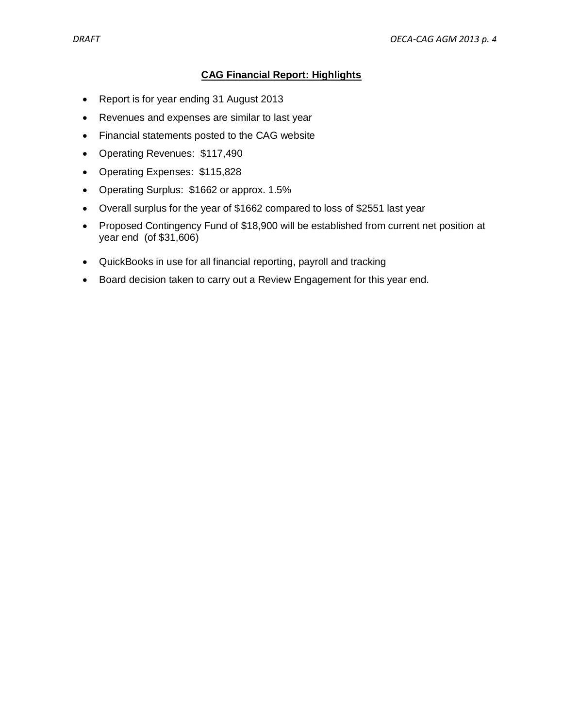## CAG Financial Report: Highlights

- Report is for year ending 31 August 2013
- Revenues and expenses are similar to last year
- Financial statements posted to the CAG website
- Operating Revenues: $117,490
- Operating Expenses: $115,828
- Operating Surplus: $1662 or approx. 1.5%
- Overall surplus for the year of $1662 compared to loss of $2551 last year
- Proposed Contingency Fund of $18,900 will be established from current net position at year end (of $31,606)
- QuickBooks in use for all financial reporting, payroll and tracking
- Board decision taken to carry out a Review Engagement for this year end.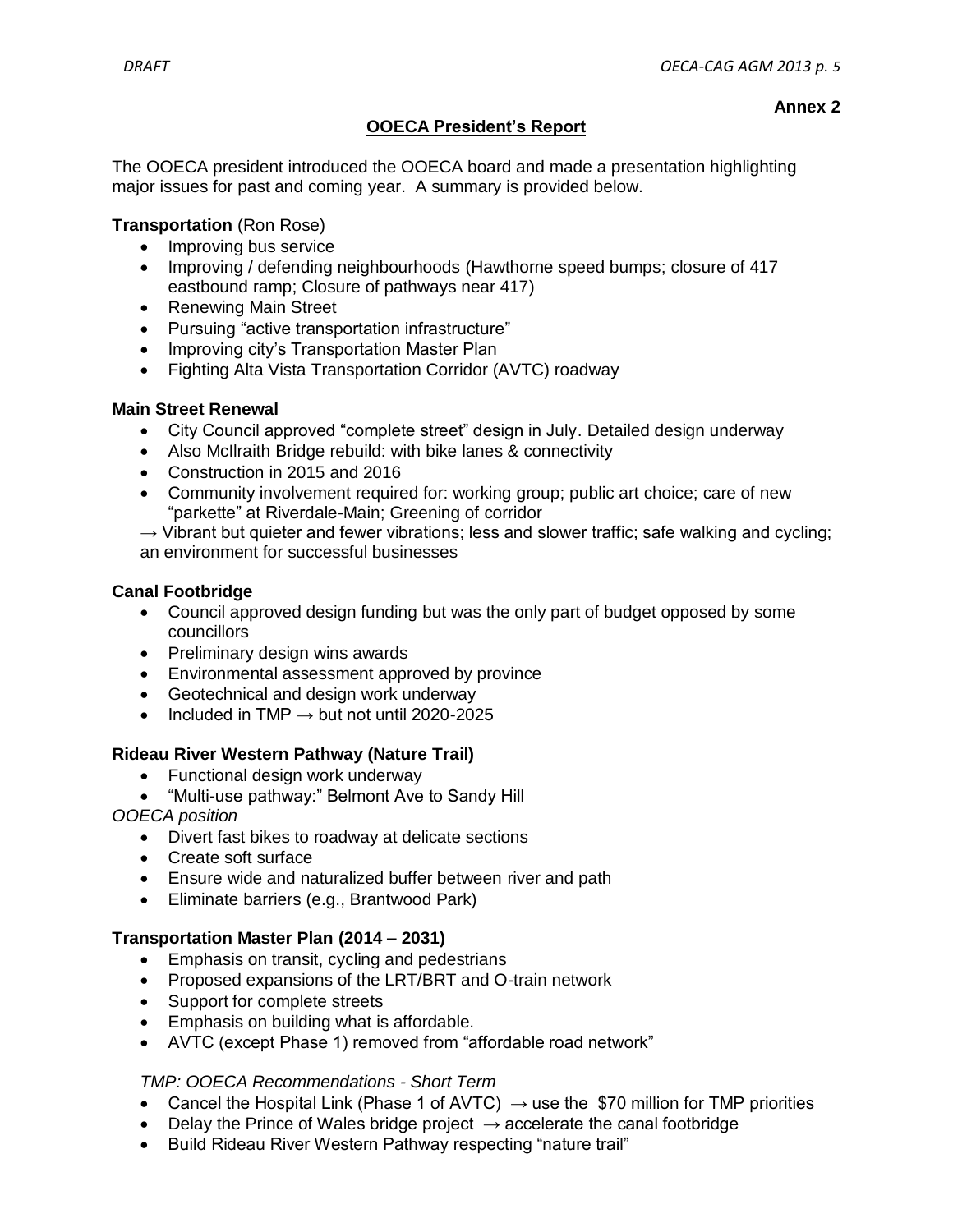**Annex 2**

## OOECA President's Report

The OOECA president introduced the OOECA board and made a presentation highlighting major issues for past and coming year. A summary is provided below.

**Transportation** (Ron Rose)

- Improving bus service
- Improving / defending neighbourhoods (Hawthorne speed bumps; closure of 417 eastbound ramp; Closure of pathways near 417)
- Renewing Main Street
- Pursuing "active transportation infrastructure"
- Improving city's Transportation Master Plan
- Fighting Alta Vista Transportation Corridor (AVTC) roadway

**Main Street Renewal**

- City Council approved "complete street" design in July. Detailed design underway
- Also McIlraith Bridge rebuild: with bike lanes & connectivity
- Construction in 2015 and 2016
- Community involvement required for: working group; public art choice; care of new "parkette" at Riverdale-Main; Greening of corridor

→ Vibrant but quieter and fewer vibrations; less and slower traffic; safe walking and cycling; an environment for successful businesses

**Canal Footbridge**

- Council approved design funding but was the only part of budget opposed by some councillors
- Preliminary design wins awards
- Environmental assessment approved by province
- Geotechnical and design work underway
- Included in TMP → but not until 2020-2025

**Rideau River Western Pathway (Nature Trail)**

- Functional design work underway
- "Multi-use pathway:" Belmont Ave to Sandy Hill

*OOECA position*

- Divert fast bikes to roadway at delicate sections
- Create soft surface
- Ensure wide and naturalized buffer between river and path
- Eliminate barriers (e.g., Brantwood Park)

**Transportation Master Plan (2014 – 2031)**

- Emphasis on transit, cycling and pedestrians
- Proposed expansions of the LRT/BRT and O-train network
- Support for complete streets
- Emphasis on building what is affordable.
- AVTC (except Phase 1) removed from "affordable road network"

*TMP: OOECA Recommendations - Short Term*

- Cancel the Hospital Link (Phase 1 of AVTC) → use the $70 million for TMP priorities
- Delay the Prince of Wales bridge project → accelerate the canal footbridge
- Build Rideau River Western Pathway respecting "nature trail"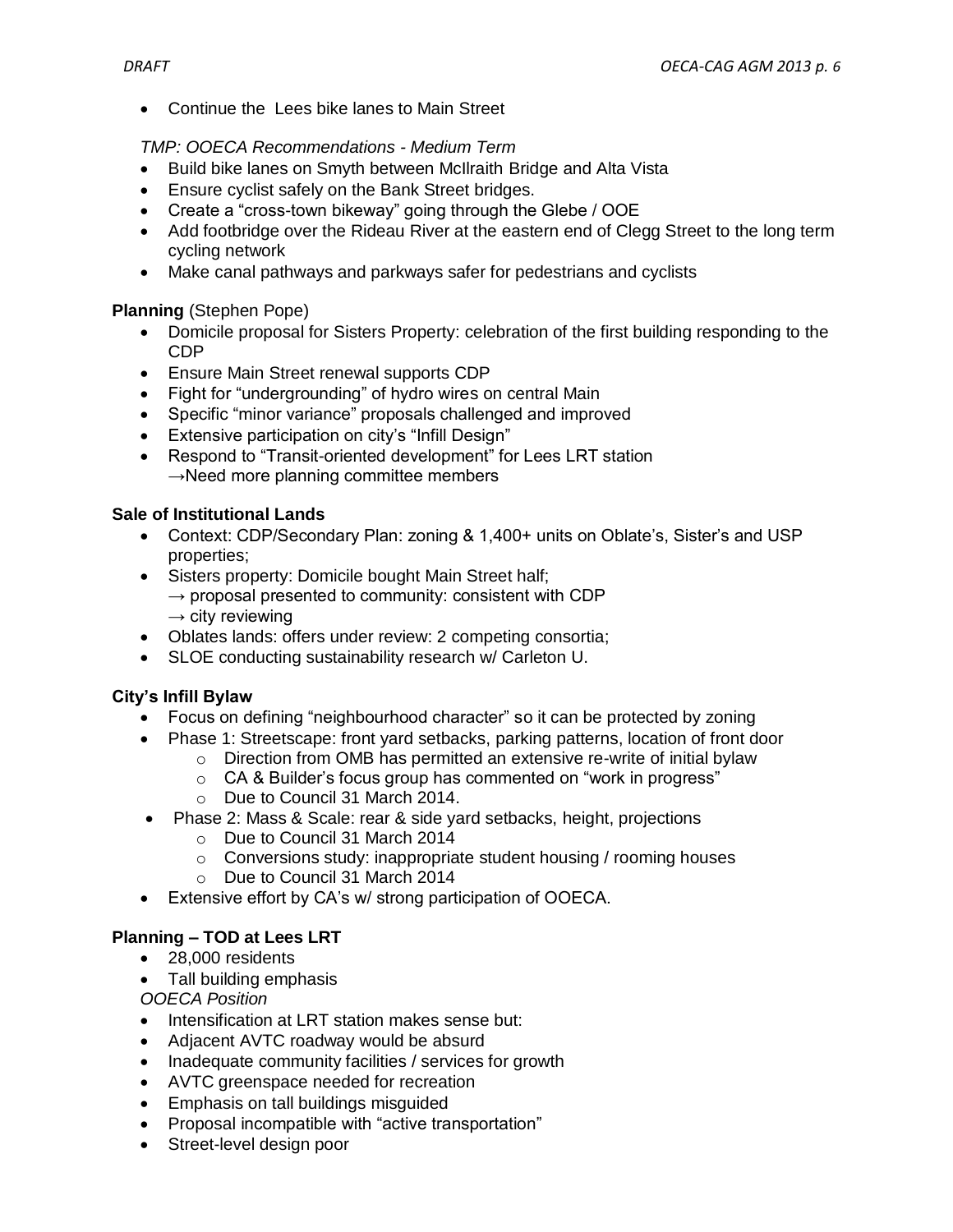- Continue the  Lees bike lanes to Main Street

*TMP: OOECA Recommendations - Medium Term*

- Build bike lanes on Smyth between McIlraith Bridge and Alta Vista
- Ensure cyclist safely on the Bank Street bridges.
- Create a “cross-town bikeway” going through the Glebe / OOE
- Add footbridge over the Rideau River at the eastern end of Clegg Street to the long term cycling network
- Make canal pathways and parkways safer for pedestrians and cyclists

**Planning** (Stephen Pope)

- Domicile proposal for Sisters Property: celebration of the first building responding to the CDP
- Ensure Main Street renewal supports CDP
- Fight for “undergrounding” of hydro wires on central Main
- Specific “minor variance” proposals challenged and improved
- Extensive participation on city’s “Infill Design”
- Respond to “Transit-oriented development” for Lees LRT station
  →Need more planning committee members

**Sale of Institutional Lands**

- Context: CDP/Secondary Plan: zoning & 1,400+ units on Oblate’s, Sister’s and USP properties;
- Sisters property: Domicile bought Main Street half;
  → proposal presented to community: consistent with CDP
  → city reviewing
- Oblates lands: offers under review: 2 competing consortia;
- SLOE conducting sustainability research w/ Carleton U.

**City’s Infill Bylaw**

- Focus on defining “neighbourhood character” so it can be protected by zoning
- Phase 1: Streetscape: front yard setbacks, parking patterns, location of front door
  - Direction from OMB has permitted an extensive re-write of initial bylaw
  - CA & Builder’s focus group has commented on “work in progress”
  - Due to Council 31 March 2014.
- Phase 2: Mass & Scale: rear & side yard setbacks, height, projections
  - Due to Council 31 March 2014
  - Conversions study: inappropriate student housing / rooming houses
  - Due to Council 31 March 2014
- Extensive effort by CA’s w/ strong participation of OOECA.

**Planning – TOD at Lees LRT**

- 28,000 residents
- Tall building emphasis

*OOECA Position*

- Intensification at LRT station makes sense but:
- Adjacent AVTC roadway would be absurd
- Inadequate community facilities / services for growth
- AVTC greenspace needed for recreation
- Emphasis on tall buildings misguided
- Proposal incompatible with “active transportation”
- Street-level design poor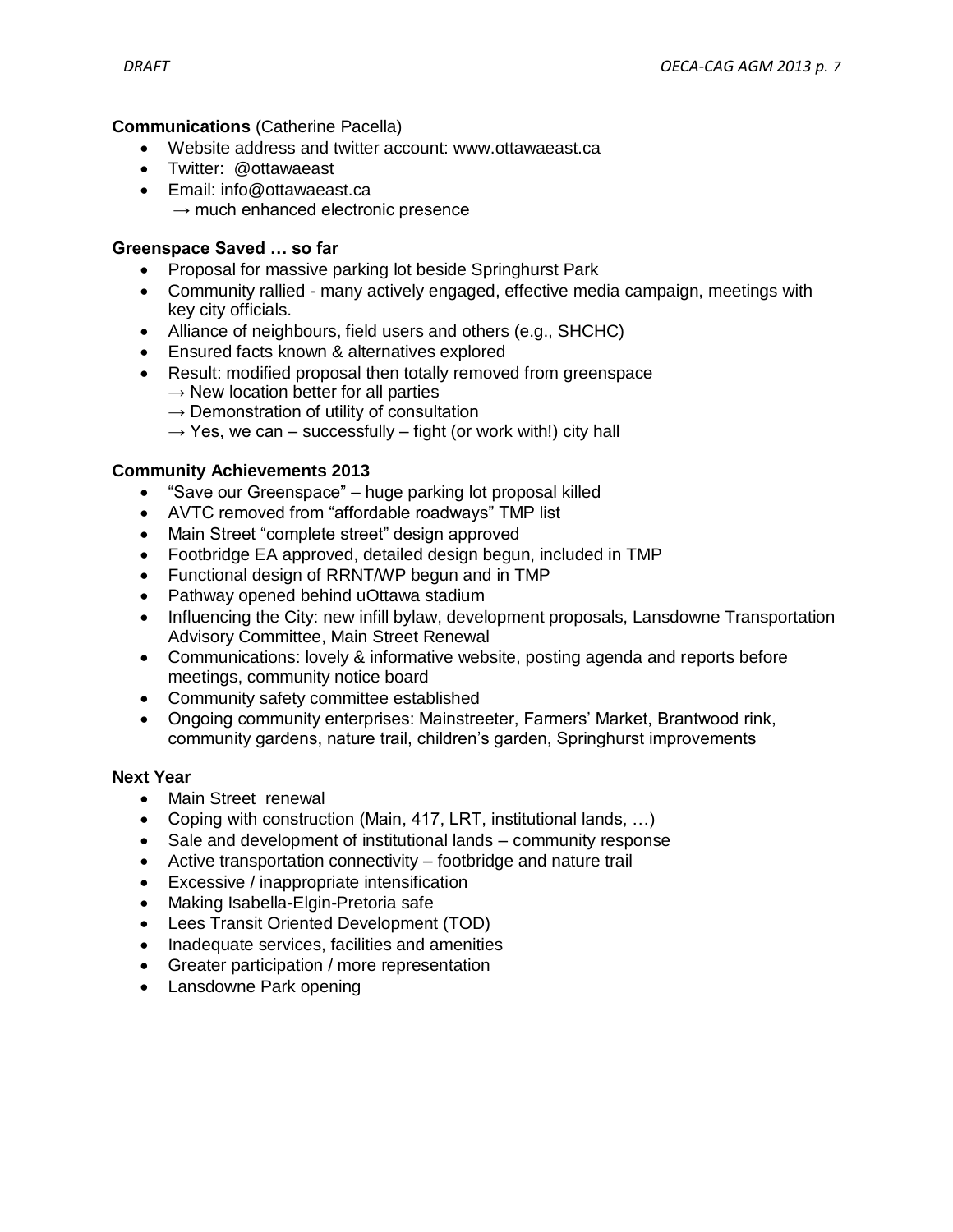**Communications** (Catherine Pacella)

- Website address and twitter account: www.ottawaeast.ca
- Twitter: @ottawaeast
- Email: info@ottawaeast.ca
  → much enhanced electronic presence

**Greenspace Saved … so far**

- Proposal for massive parking lot beside Springhurst Park
- Community rallied - many actively engaged, effective media campaign, meetings with key city officials.
- Alliance of neighbours, field users and others (e.g., SHCHC)
- Ensured facts known & alternatives explored
- Result: modified proposal then totally removed from greenspace
  → New location better for all parties
  → Demonstration of utility of consultation
  → Yes, we can – successfully – fight (or work with!) city hall

**Community Achievements 2013**

- "Save our Greenspace" – huge parking lot proposal killed
- AVTC removed from "affordable roadways" TMP list
- Main Street "complete street" design approved
- Footbridge EA approved, detailed design begun, included in TMP
- Functional design of RRNT/WP begun and in TMP
- Pathway opened behind uOttawa stadium
- Influencing the City: new infill bylaw, development proposals, Lansdowne Transportation Advisory Committee, Main Street Renewal
- Communications: lovely & informative website, posting agenda and reports before meetings, community notice board
- Community safety committee established
- Ongoing community enterprises: Mainstreeter, Farmers' Market, Brantwood rink, community gardens, nature trail, children's garden, Springhurst improvements

**Next Year**

- Main Street renewal
- Coping with construction (Main, 417, LRT, institutional lands, …)
- Sale and development of institutional lands – community response
- Active transportation connectivity – footbridge and nature trail
- Excessive / inappropriate intensification
- Making Isabella-Elgin-Pretoria safe
- Lees Transit Oriented Development (TOD)
- Inadequate services, facilities and amenities
- Greater participation / more representation
- Lansdowne Park opening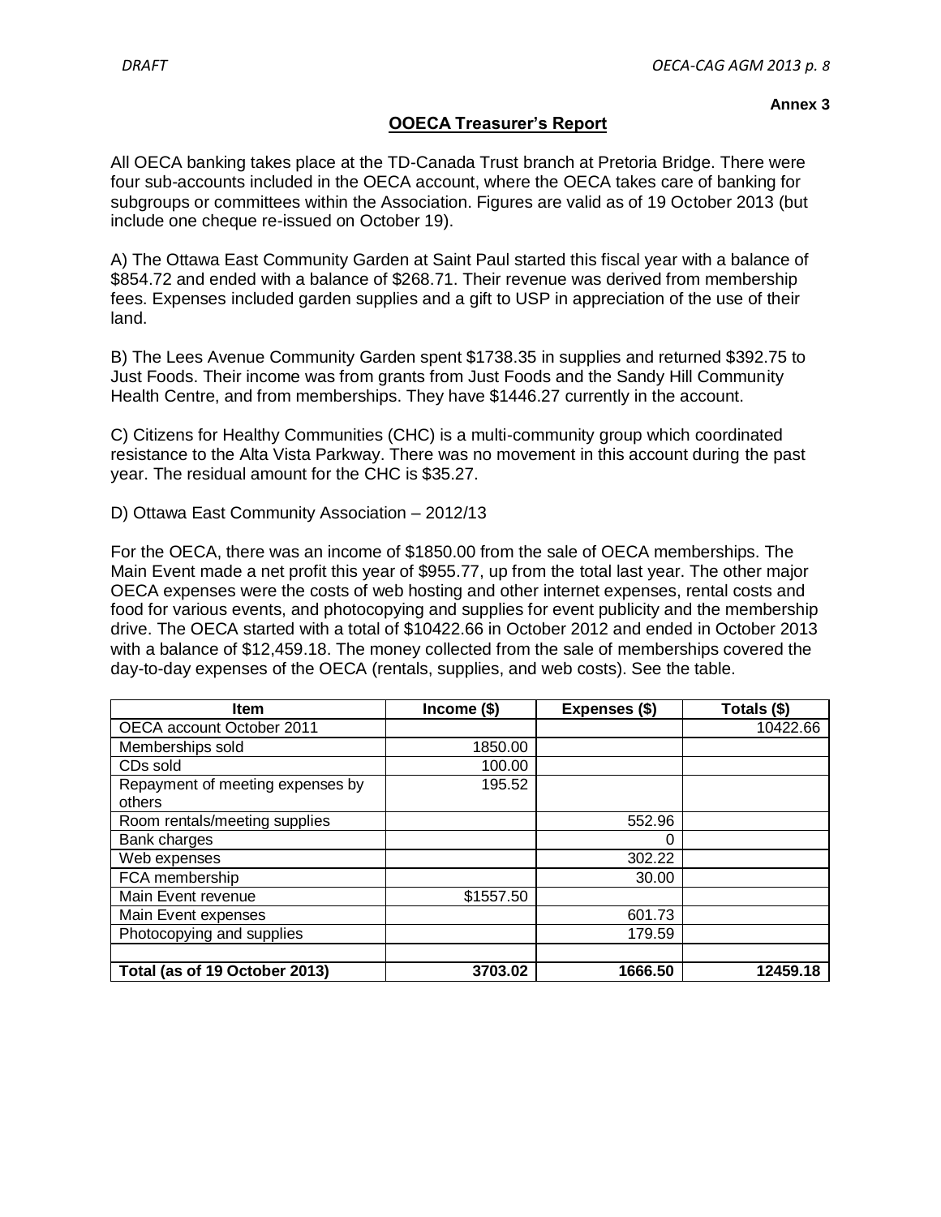**Annex 3**

## OOECA Treasurer's Report

All OECA banking takes place at the TD-Canada Trust branch at Pretoria Bridge. There were four sub-accounts included in the OECA account, where the OECA takes care of banking for subgroups or committees within the Association. Figures are valid as of 19 October 2013 (but include one cheque re-issued on October 19).

A) The Ottawa East Community Garden at Saint Paul started this fiscal year with a balance of $854.72 and ended with a balance of $268.71. Their revenue was derived from membership fees. Expenses included garden supplies and a gift to USP in appreciation of the use of their land.

B) The Lees Avenue Community Garden spent $1738.35 in supplies and returned $392.75 to Just Foods. Their income was from grants from Just Foods and the Sandy Hill Community Health Centre, and from memberships. They have $1446.27 currently in the account.

C) Citizens for Healthy Communities (CHC) is a multi-community group which coordinated resistance to the Alta Vista Parkway. There was no movement in this account during the past year. The residual amount for the CHC is $35.27.

D) Ottawa East Community Association – 2012/13

For the OECA, there was an income of $1850.00 from the sale of OECA memberships. The Main Event made a net profit this year of $955.77, up from the total last year. The other major OECA expenses were the costs of web hosting and other internet expenses, rental costs and food for various events, and photocopying and supplies for event publicity and the membership drive. The OECA started with a total of $10422.66 in October 2012 and ended in October 2013 with a balance of $12,459.18. The money collected from the sale of memberships covered the day-to-day expenses of the OECA (rentals, supplies, and web costs). See the table.

| Item | Income ($) | Expenses ($) | Totals ($) |
|---|---|---|---|
| OECA account October 2011 | | | 10422.66 |
| Memberships sold | 1850.00 | | |
| CDs sold | 100.00 | | |
| Repayment of meeting expenses by others | 195.52 | | |
| Room rentals/meeting supplies | | 552.96 | |
| Bank charges | | 0 | |
| Web expenses | | 302.22 | |
| FCA membership | | 30.00 | |
| Main Event revenue | $1557.50 | | |
| Main Event expenses | | 601.73 | |
| Photocopying and supplies | | 179.59 | |
| | | | |
| **Total (as of 19 October 2013)** | **3703.02** | **1666.50** | **12459.18** |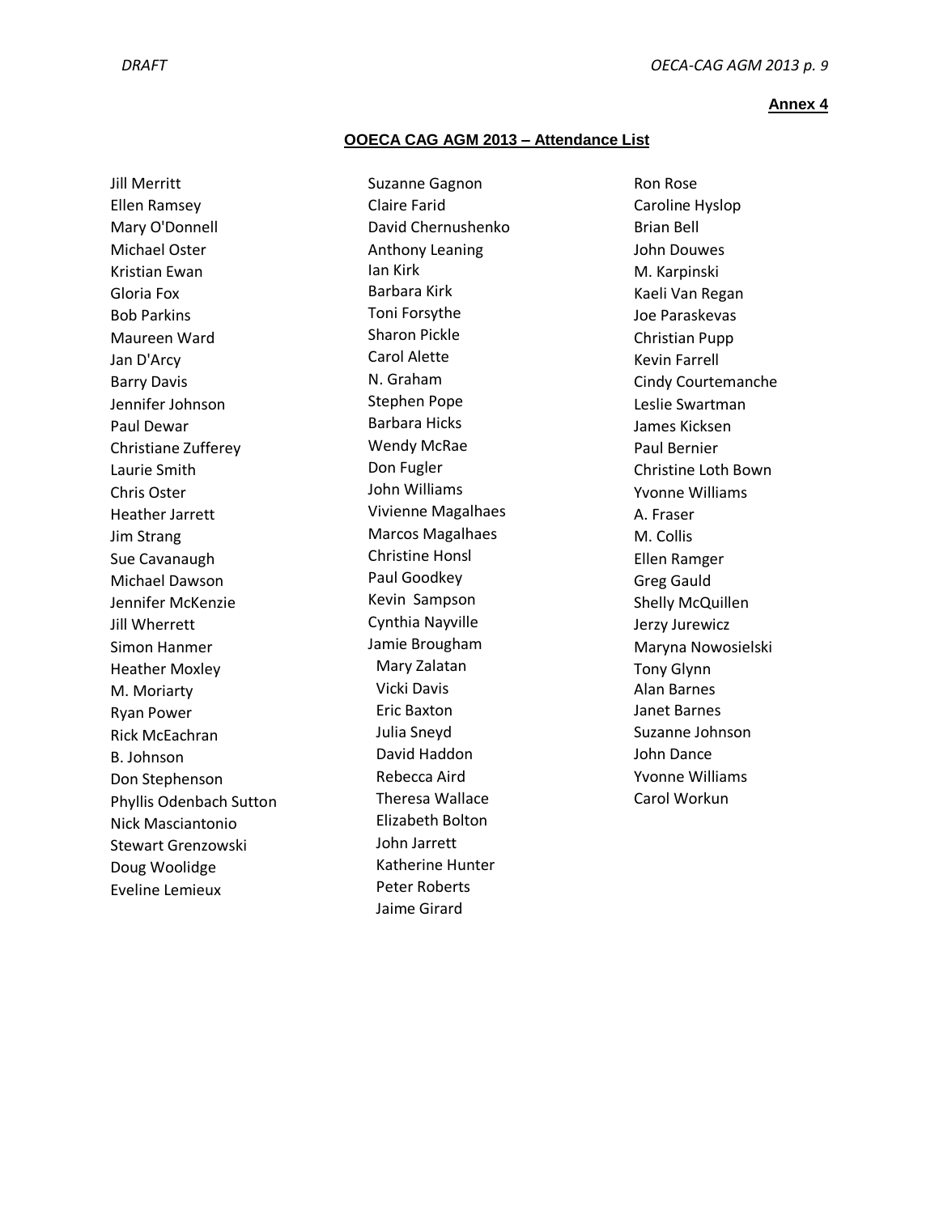**Annex 4**

## OOECA CAG AGM 2013 – Attendance List

Jill Merritt
Ellen Ramsey
Mary O'Donnell
Michael Oster
Kristian Ewan
Gloria Fox
Bob Parkins
Maureen Ward
Jan D'Arcy
Barry Davis
Jennifer Johnson
Paul Dewar
Christiane Zufferey
Laurie Smith
Chris Oster
Heather Jarrett
Jim Strang
Sue Cavanaugh
Michael Dawson
Jennifer McKenzie
Jill Wherrett
Simon Hanmer
Heather Moxley
M. Moriarty
Ryan Power
Rick McEachran
B. Johnson
Don Stephenson
Phyllis Odenbach Sutton
Nick Masciantonio
Stewart Grenzowski
Doug Woolidge
Eveline Lemieux

Suzanne Gagnon
Claire Farid
David Chernushenko
Anthony Leaning
Ian Kirk
Barbara Kirk
Toni Forsythe
Sharon Pickle
Carol Alette
N. Graham
Stephen Pope
Barbara Hicks
Wendy McRae
Don Fugler
John Williams
Vivienne Magalhaes
Marcos Magalhaes
Christine Honsl
Paul Goodkey
Kevin Sampson
Cynthia Nayville
Jamie Brougham
Mary Zalatan
Vicki Davis
Eric Baxton
Julia Sneyd
David Haddon
Rebecca Aird
Theresa Wallace
Elizabeth Bolton
John Jarrett
Katherine Hunter
Peter Roberts
Jaime Girard

Ron Rose
Caroline Hyslop
Brian Bell
John Douwes
M. Karpinski
Kaeli Van Regan
Joe Paraskevas
Christian Pupp
Kevin Farrell
Cindy Courtemanche
Leslie Swartman
James Kicksen
Paul Bernier
Christine Loth Bown
Yvonne Williams
A. Fraser
M. Collis
Ellen Ramger
Greg Gauld
Shelly McQuillen
Jerzy Jurewicz
Maryna Nowosielski
Tony Glynn
Alan Barnes
Janet Barnes
Suzanne Johnson
John Dance
Yvonne Williams
Carol Workun